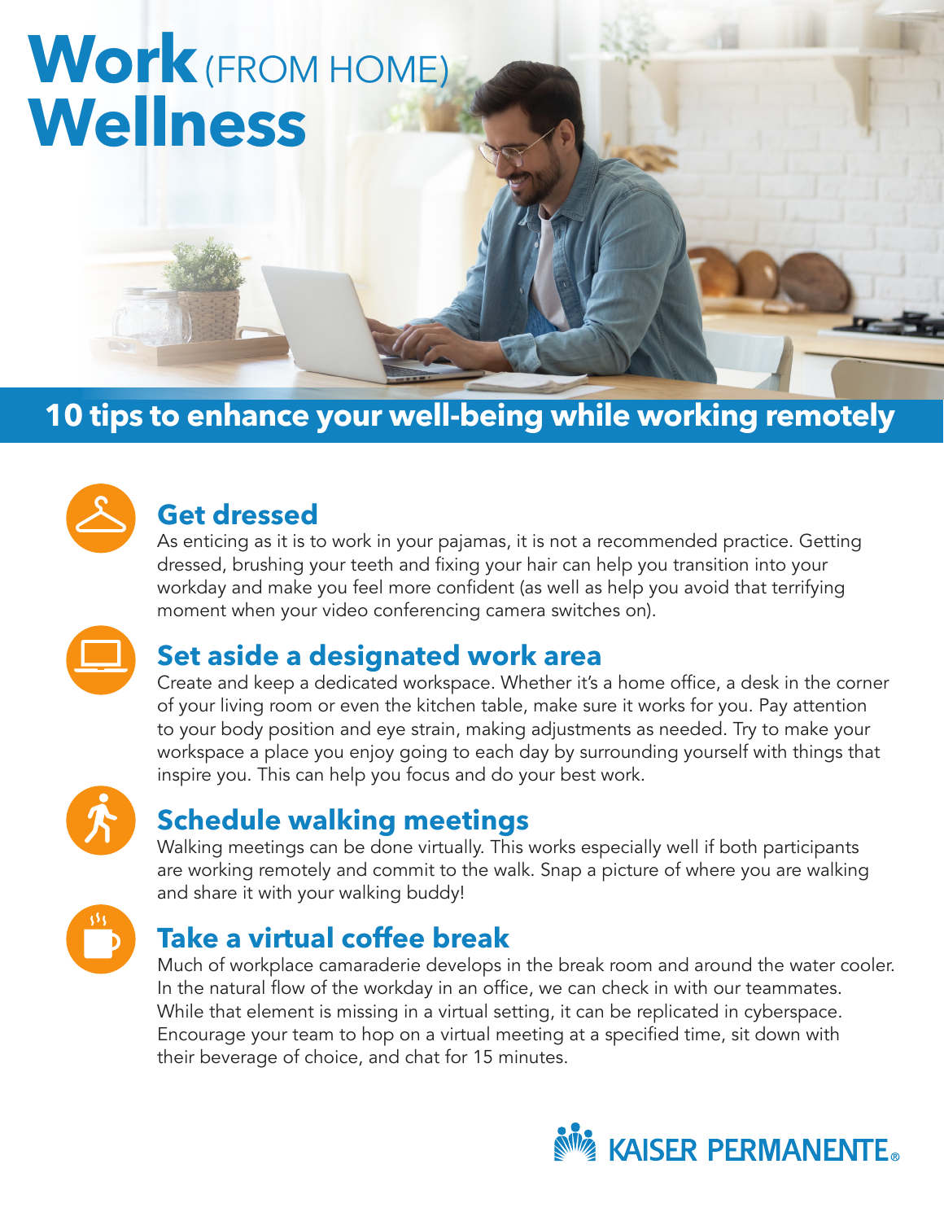# Work (FROM HOME) Wellness

## 10 tips to enhance your well-being while working remotely

### Get dressed

As enticing as it is to work in your pajamas, it is not a recommended practice. Getting dressed, brushing your teeth and fixing your hair can help you transition into your workday and make you feel more confident (as well as help you avoid that terrifying moment when your video conferencing camera switches on).

### Set aside a designated work area

Create and keep a dedicated workspace. Whether it's a home office, a desk in the corner of your living room or even the kitchen table, make sure it works for you. Pay attention to your body position and eye strain, making adjustments as needed. Try to make your workspace a place you enjoy going to each day by surrounding yourself with things that inspire you. This can help you focus and do your best work.

### Schedule walking meetings

Walking meetings can be done virtually. This works especially well if both participants are working remotely and commit to the walk. Snap a picture of where you are walking and share it with your walking buddy!

### Take a virtual coffee break

Much of workplace camaraderie develops in the break room and around the water cooler. In the natural flow of the workday in an office, we can check in with our teammates. While that element is missing in a virtual setting, it can be replicated in cyberspace. Encourage your team to hop on a virtual meeting at a specified time, sit down with their beverage of choice, and chat for 15 minutes.

KAISER PERMANENTE®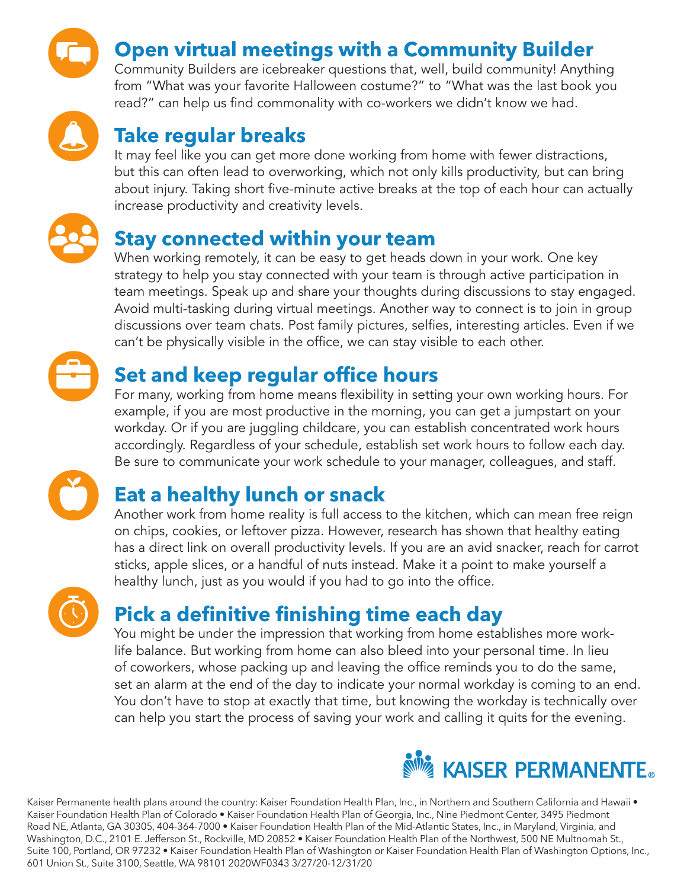## Open virtual meetings with a Community Builder

Community Builders are icebreaker questions that, well, build community! Anything from "What was your favorite Halloween costume?" to "What was the last book you read?" can help us find commonality with co-workers we didn't know we had.

## Take regular breaks

It may feel like you can get more done working from home with fewer distractions, but this can often lead to overworking, which not only kills productivity, but can bring about injury. Taking short five-minute active breaks at the top of each hour can actually increase productivity and creativity levels.

## Stay connected within your team

When working remotely, it can be easy to get heads down in your work. One key strategy to help you stay connected with your team is through active participation in team meetings. Speak up and share your thoughts during discussions to stay engaged. Avoid multi-tasking during virtual meetings. Another way to connect is to join in group discussions over team chats. Post family pictures, selfies, interesting articles. Even if we can't be physically visible in the office, we can stay visible to each other.

## Set and keep regular office hours

For many, working from home means flexibility in setting your own working hours. For example, if you are most productive in the morning, you can get a jumpstart on your workday. Or if you are juggling childcare, you can establish concentrated work hours accordingly. Regardless of your schedule, establish set work hours to follow each day. Be sure to communicate your work schedule to your manager, colleagues, and staff.

## Eat a healthy lunch or snack

Another work from home reality is full access to the kitchen, which can mean free reign on chips, cookies, or leftover pizza. However, research has shown that healthy eating has a direct link on overall productivity levels. If you are an avid snacker, reach for carrot sticks, apple slices, or a handful of nuts instead. Make it a point to make yourself a healthy lunch, just as you would if you had to go into the office.

## Pick a definitive finishing time each day

You might be under the impression that working from home establishes more work-life balance. But working from home can also bleed into your personal time. In lieu of coworkers, whose packing up and leaving the office reminds you to do the same, set an alarm at the end of the day to indicate your normal workday is coming to an end. You don't have to stop at exactly that time, but knowing the workday is technically over can help you start the process of saving your work and calling it quits for the evening.

KAISER PERMANENTE®

Kaiser Permanente health plans around the country: Kaiser Foundation Health Plan, Inc., in Northern and Southern California and Hawaii • Kaiser Foundation Health Plan of Colorado • Kaiser Foundation Health Plan of Georgia, Inc., Nine Piedmont Center, 3495 Piedmont Road NE, Atlanta, GA 30305, 404-364-7000 • Kaiser Foundation Health Plan of the Mid-Atlantic States, Inc., in Maryland, Virginia, and Washington, D.C., 2101 E. Jefferson St., Rockville, MD 20852 • Kaiser Foundation Health Plan of the Northwest, 500 NE Multnomah St., Suite 100, Portland, OR 97232 • Kaiser Foundation Health Plan of Washington or Kaiser Foundation Health Plan of Washington Options, Inc., 601 Union St., Suite 3100, Seattle, WA 98101 2020WF0343 3/27/20-12/31/20